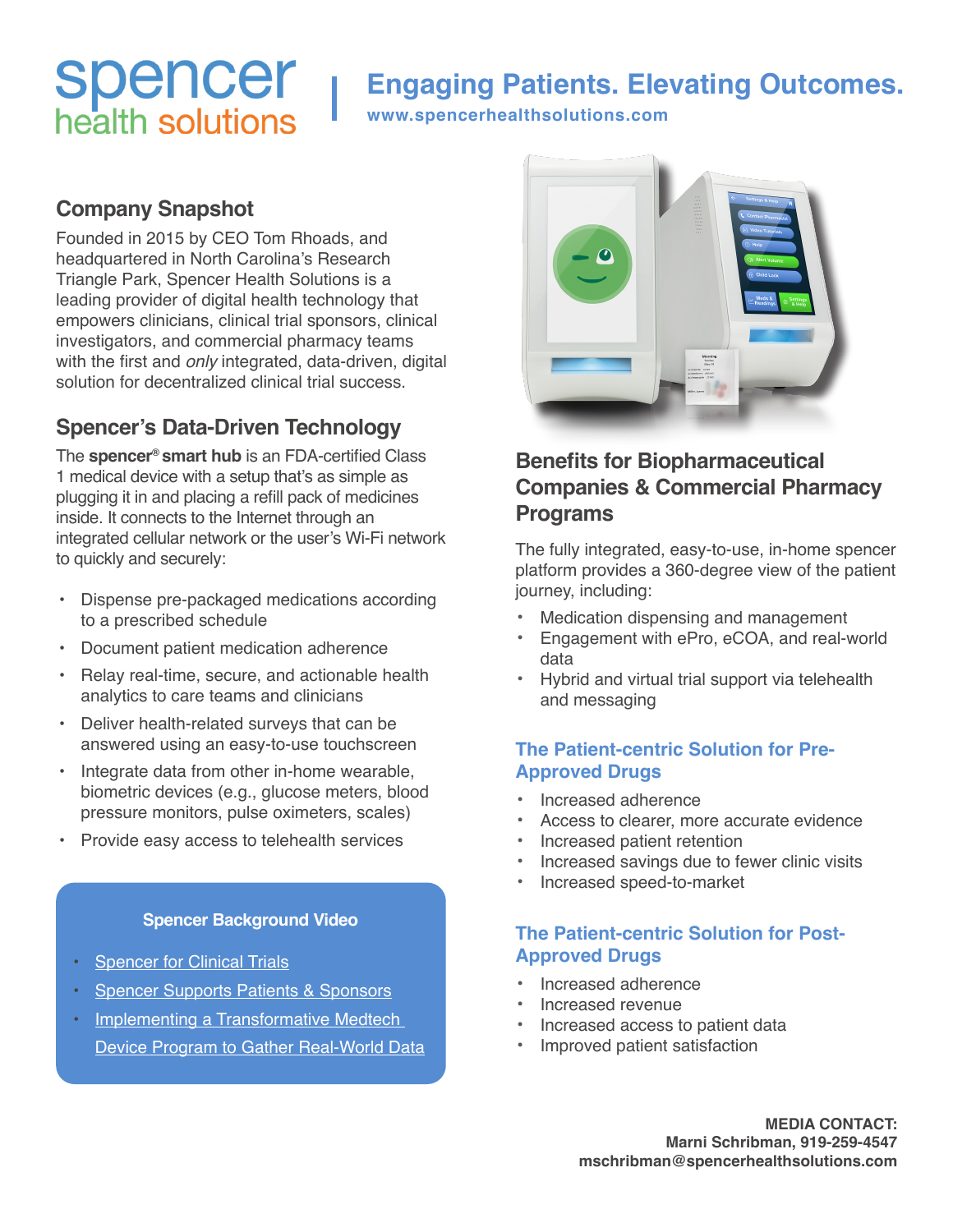# spencer health solutions

## Engaging Patients. Elevating Outcomes.

**www.spencerhealthsolutions.com**

## Company Snapshot

Founded in 2015 by CEO Tom Rhoads, and headquartered in North Carolina's Research Triangle Park, Spencer Health Solutions is a leading provider of digital health technology that empowers clinicians, clinical trial sponsors, clinical investigators, and commercial pharmacy teams with the first and *only* integrated, data-driven, digital solution for decentralized clinical trial success.

## Spencer's Data-Driven Technology

The **spencer® smart hub** is an FDA-certified Class 1 medical device with a setup that's as simple as plugging it in and placing a refill pack of medicines inside. It connects to the Internet through an integrated cellular network or the user's Wi-Fi network to quickly and securely:

- Dispense pre-packaged medications according to a prescribed schedule
- Document patient medication adherence
- Relay real-time, secure, and actionable health analytics to care teams and clinicians
- Deliver health-related surveys that can be answered using an easy-to-use touchscreen
- Integrate data from other in-home wearable, biometric devices (e.g., glucose meters, blood pressure monitors, pulse oximeters, scales)
- Provide easy access to telehealth services

### Spencer Background Video

- Spencer for Clinical Trials
- Spencer Supports Patients & Sponsors
- Implementing a Transformative Medtech Device Program to Gather Real-World Data

## Benefits for Biopharmaceutical Companies & Commercial Pharmacy Programs

The fully integrated, easy-to-use, in-home spencer platform provides a 360-degree view of the patient journey, including:

- Medication dispensing and management
- Engagement with ePro, eCOA, and real-world data
- Hybrid and virtual trial support via telehealth and messaging

### The Patient-centric Solution for Pre-Approved Drugs

- Increased adherence
- Access to clearer, more accurate evidence
- Increased patient retention
- Increased savings due to fewer clinic visits
- Increased speed-to-market

### The Patient-centric Solution for Post-Approved Drugs

- Increased adherence
- Increased revenue
- Increased access to patient data
- Improved patient satisfaction

**MEDIA CONTACT:**
**Marni Schribman, 919-259-4547**
**mschribman@spencerhealthsolutions.com**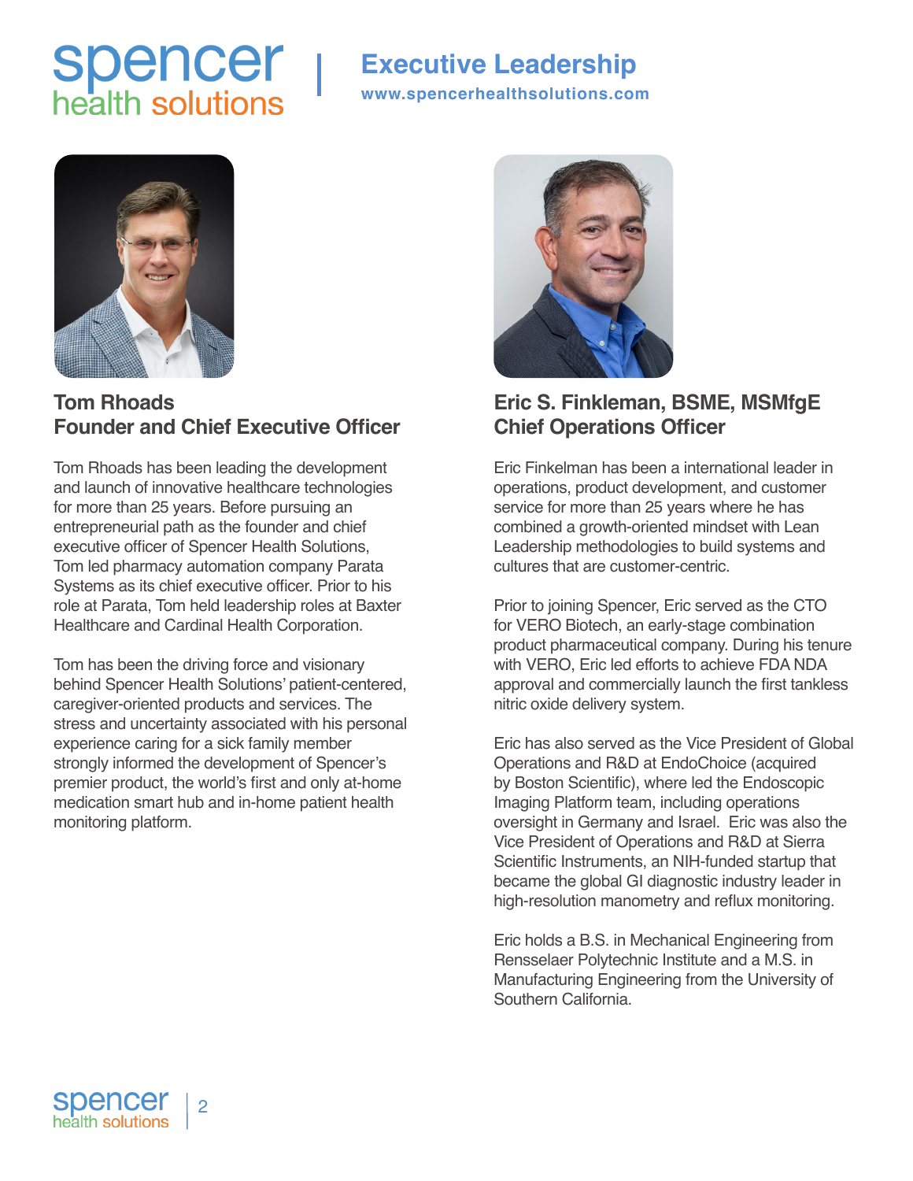# Executive Leadership

www.spencerhealthsolutions.com

## Tom Rhoads
## Founder and Chief Executive Officer

Tom Rhoads has been leading the development and launch of innovative healthcare technologies for more than 25 years. Before pursuing an entrepreneurial path as the founder and chief executive officer of Spencer Health Solutions, Tom led pharmacy automation company Parata Systems as its chief executive officer. Prior to his role at Parata, Tom held leadership roles at Baxter Healthcare and Cardinal Health Corporation.

Tom has been the driving force and visionary behind Spencer Health Solutions' patient-centered, caregiver-oriented products and services. The stress and uncertainty associated with his personal experience caring for a sick family member strongly informed the development of Spencer's premier product, the world's first and only at-home medication smart hub and in-home patient health monitoring platform.

## Eric S. Finkleman, BSME, MSMfgE
## Chief Operations Officer

Eric Finkelman has been a international leader in operations, product development, and customer service for more than 25 years where he has combined a growth-oriented mindset with Lean Leadership methodologies to build systems and cultures that are customer-centric.

Prior to joining Spencer, Eric served as the CTO for VERO Biotech, an early-stage combination product pharmaceutical company. During his tenure with VERO, Eric led efforts to achieve FDA NDA approval and commercially launch the first tankless nitric oxide delivery system.

Eric has also served as the Vice President of Global Operations and R&D at EndoChoice (acquired by Boston Scientific), where led the Endoscopic Imaging Platform team, including operations oversight in Germany and Israel. Eric was also the Vice President of Operations and R&D at Sierra Scientific Instruments, an NIH-funded startup that became the global GI diagnostic industry leader in high-resolution manometry and reflux monitoring.

Eric holds a B.S. in Mechanical Engineering from Rensselaer Polytechnic Institute and a M.S. in Manufacturing Engineering from the University of Southern California.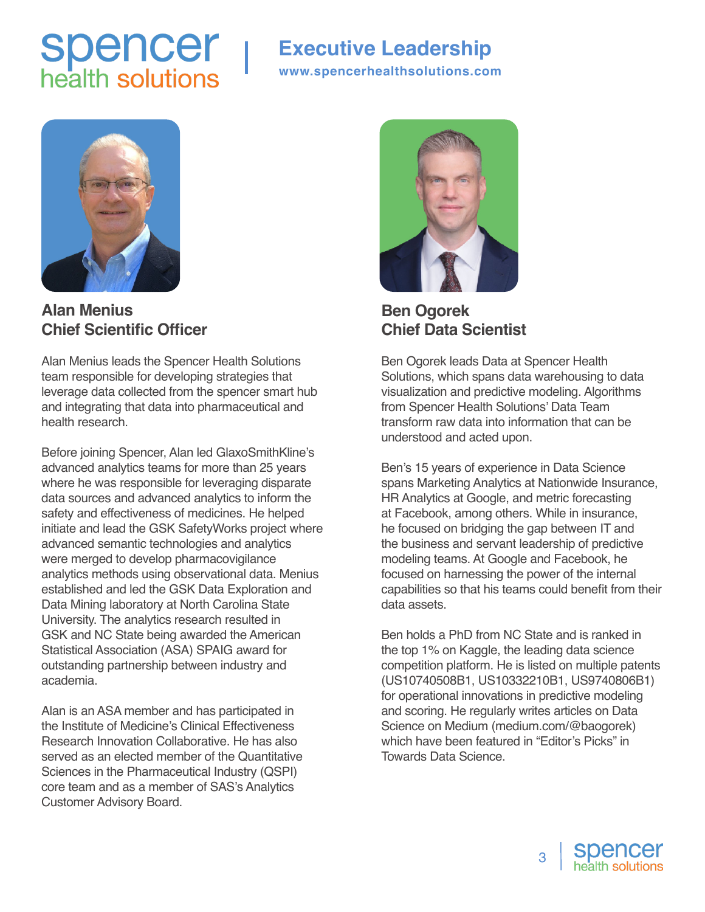# Executive Leadership

www.spencerhealthsolutions.com

## Alan Menius
## Chief Scientific Officer

Alan Menius leads the Spencer Health Solutions team responsible for developing strategies that leverage data collected from the spencer smart hub and integrating that data into pharmaceutical and health research.

Before joining Spencer, Alan led GlaxoSmithKline's advanced analytics teams for more than 25 years where he was responsible for leveraging disparate data sources and advanced analytics to inform the safety and effectiveness of medicines. He helped initiate and lead the GSK SafetyWorks project where advanced semantic technologies and analytics were merged to develop pharmacovigilance analytics methods using observational data. Menius established and led the GSK Data Exploration and Data Mining laboratory at North Carolina State University. The analytics research resulted in GSK and NC State being awarded the American Statistical Association (ASA) SPAIG award for outstanding partnership between industry and academia.

Alan is an ASA member and has participated in the Institute of Medicine's Clinical Effectiveness Research Innovation Collaborative. He has also served as an elected member of the Quantitative Sciences in the Pharmaceutical Industry (QSPI) core team and as a member of SAS's Analytics Customer Advisory Board.

## Ben Ogorek
## Chief Data Scientist

Ben Ogorek leads Data at Spencer Health Solutions, which spans data warehousing to data visualization and predictive modeling. Algorithms from Spencer Health Solutions' Data Team transform raw data into information that can be understood and acted upon.

Ben's 15 years of experience in Data Science spans Marketing Analytics at Nationwide Insurance, HR Analytics at Google, and metric forecasting at Facebook, among others. While in insurance, he focused on bridging the gap between IT and the business and servant leadership of predictive modeling teams. At Google and Facebook, he focused on harnessing the power of the internal capabilities so that his teams could benefit from their data assets.

Ben holds a PhD from NC State and is ranked in the top 1% on Kaggle, the leading data science competition platform. He is listed on multiple patents (US10740508B1, US10332210B1, US9740806B1) for operational innovations in predictive modeling and scoring. He regularly writes articles on Data Science on Medium (medium.com/@baogorek) which have been featured in "Editor's Picks" in Towards Data Science.